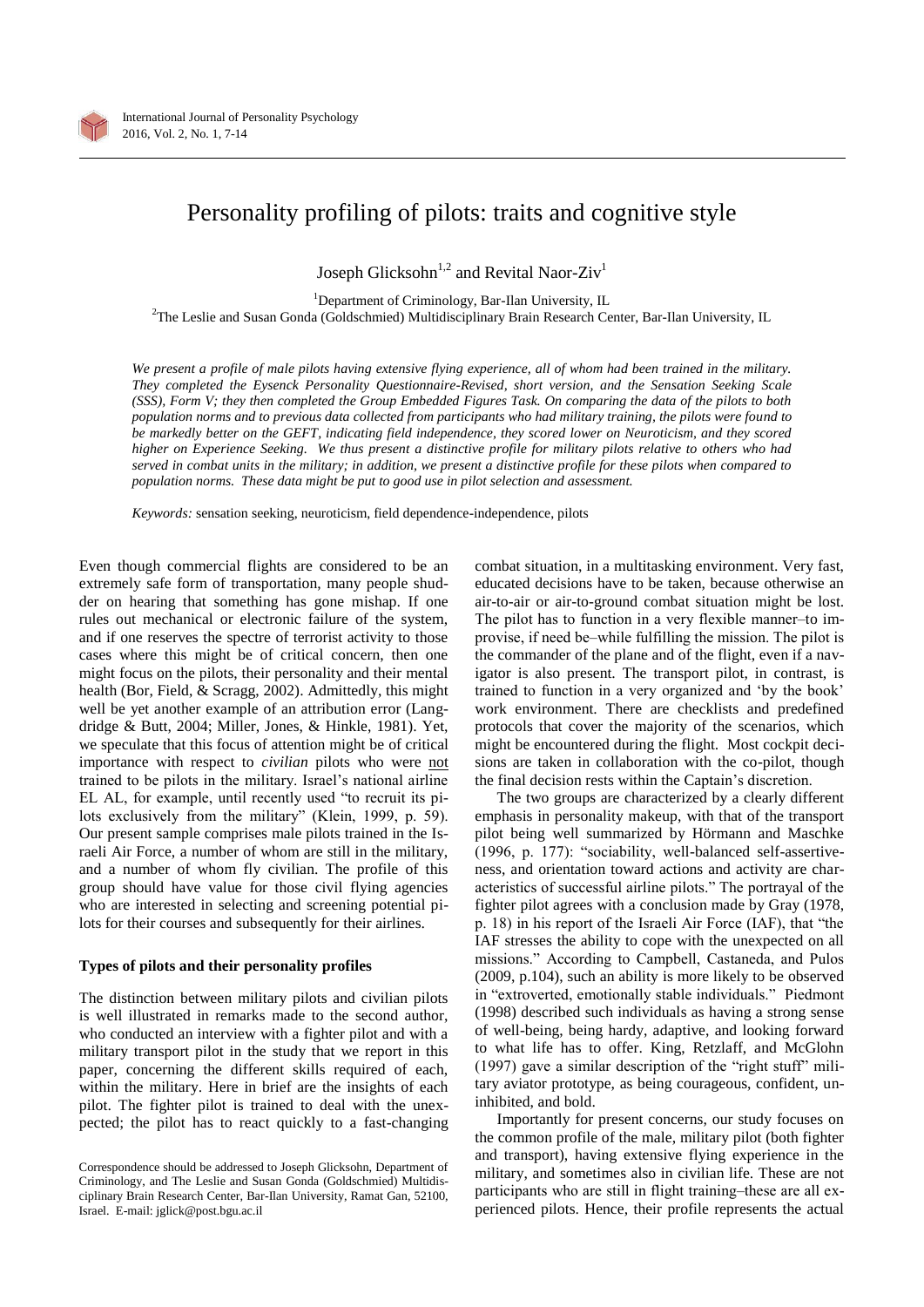# Personality profiling of pilots: traits and cognitive style

Joseph Glicksohn[1,2] and Revital Naor-Ziv[1]

[1]Department of Criminology, Bar-Ilan University, IL
[2]The Leslie and Susan Gonda (Goldschmied) Multidisciplinary Brain Research Center, Bar-Ilan University, IL

*We present a profile of male pilots having extensive flying experience, all of whom had been trained in the military. They completed the Eysenck Personality Questionnaire-Revised, short version, and the Sensation Seeking Scale (SSS), Form V; they then completed the Group Embedded Figures Task. On comparing the data of the pilots to both population norms and to previous data collected from participants who had military training, the pilots were found to be markedly better on the GEFT, indicating field independence, they scored lower on Neuroticism, and they scored higher on Experience Seeking. We thus present a distinctive profile for military pilots relative to others who had served in combat units in the military; in addition, we present a distinctive profile for these pilots when compared to population norms. These data might be put to good use in pilot selection and assessment.*

*Keywords:* sensation seeking, neuroticism, field dependence-independence, pilots

Even though commercial flights are considered to be an extremely safe form of transportation, many people shudder on hearing that something has gone mishap. If one rules out mechanical or electronic failure of the system, and if one reserves the spectre of terrorist activity to those cases where this might be of critical concern, then one might focus on the pilots, their personality and their mental health (Bor, Field, & Scragg, 2002). Admittedly, this might well be yet another example of an attribution error (Langdridge & Butt, 2004; Miller, Jones, & Hinkle, 1981). Yet, we speculate that this focus of attention might be of critical importance with respect to *civilian* pilots who were not trained to be pilots in the military. Israel's national airline EL AL, for example, until recently used "to recruit its pilots exclusively from the military" (Klein, 1999, p. 59). Our present sample comprises male pilots trained in the Israeli Air Force, a number of whom are still in the military, and a number of whom fly civilian. The profile of this group should have value for those civil flying agencies who are interested in selecting and screening potential pilots for their courses and subsequently for their airlines.

## Types of pilots and their personality profiles

The distinction between military pilots and civilian pilots is well illustrated in remarks made to the second author, who conducted an interview with a fighter pilot and with a military transport pilot in the study that we report in this paper, concerning the different skills required of each, within the military. Here in brief are the insights of each pilot. The fighter pilot is trained to deal with the unexpected; the pilot has to react quickly to a fast-changing combat situation, in a multitasking environment. Very fast, educated decisions have to be taken, because otherwise an air-to-air or air-to-ground combat situation might be lost. The pilot has to function in a very flexible manner–to improvise, if need be–while fulfilling the mission. The pilot is the commander of the plane and of the flight, even if a navigator is also present. The transport pilot, in contrast, is trained to function in a very organized and 'by the book' work environment. There are checklists and predefined protocols that cover the majority of the scenarios, which might be encountered during the flight. Most cockpit decisions are taken in collaboration with the co-pilot, though the final decision rests within the Captain's discretion.

The two groups are characterized by a clearly different emphasis in personality makeup, with that of the transport pilot being well summarized by Hörmann and Maschke (1996, p. 177): "sociability, well-balanced self-assertiveness, and orientation toward actions and activity are characteristics of successful airline pilots." The portrayal of the fighter pilot agrees with a conclusion made by Gray (1978, p. 18) in his report of the Israeli Air Force (IAF), that "the IAF stresses the ability to cope with the unexpected on all missions." According to Campbell, Castaneda, and Pulos (2009, p.104), such an ability is more likely to be observed in "extroverted, emotionally stable individuals." Piedmont (1998) described such individuals as having a strong sense of well-being, being hardy, adaptive, and looking forward to what life has to offer. King, Retzlaff, and McGlohn (1997) gave a similar description of the "right stuff" military aviator prototype, as being courageous, confident, uninhibited, and bold.

Importantly for present concerns, our study focuses on the common profile of the male, military pilot (both fighter and transport), having extensive flying experience in the military, and sometimes also in civilian life. These are not participants who are still in flight training–these are all experienced pilots. Hence, their profile represents the actual

Correspondence should be addressed to Joseph Glicksohn, Department of Criminology, and The Leslie and Susan Gonda (Goldschmied) Multidisciplinary Brain Research Center, Bar-Ilan University, Ramat Gan, 52100, Israel. E-mail: jglick@post.bgu.ac.il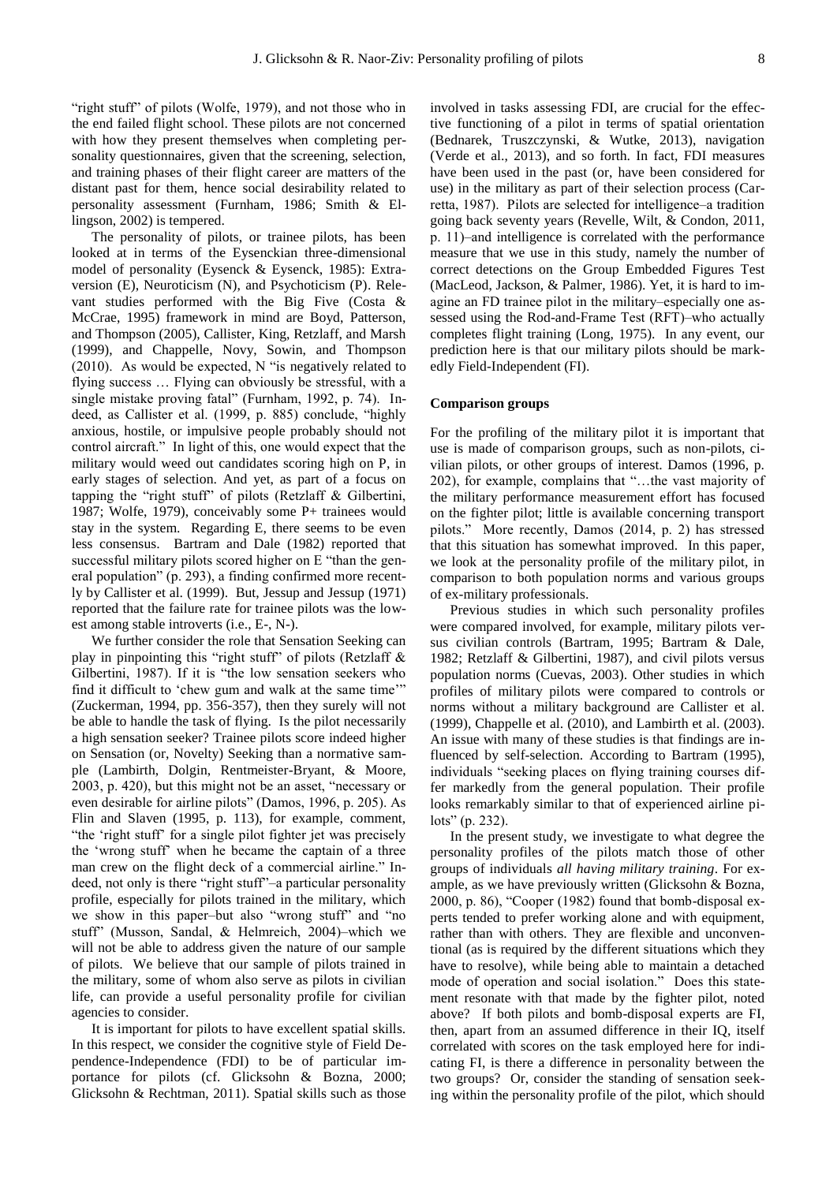"right stuff" of pilots (Wolfe, 1979), and not those who in the end failed flight school. These pilots are not concerned with how they present themselves when completing personality questionnaires, given that the screening, selection, and training phases of their flight career are matters of the distant past for them, hence social desirability related to personality assessment (Furnham, 1986; Smith & Ellingson, 2002) is tempered.

The personality of pilots, or trainee pilots, has been looked at in terms of the Eysenckian three-dimensional model of personality (Eysenck & Eysenck, 1985): Extraversion (E), Neuroticism (N), and Psychoticism (P). Relevant studies performed with the Big Five (Costa & McCrae, 1995) framework in mind are Boyd, Patterson, and Thompson (2005), Callister, King, Retzlaff, and Marsh (1999), and Chappelle, Novy, Sowin, and Thompson (2010). As would be expected, N "is negatively related to flying success … Flying can obviously be stressful, with a single mistake proving fatal" (Furnham, 1992, p. 74). Indeed, as Callister et al. (1999, p. 885) conclude, "highly anxious, hostile, or impulsive people probably should not control aircraft." In light of this, one would expect that the military would weed out candidates scoring high on P, in early stages of selection. And yet, as part of a focus on tapping the "right stuff" of pilots (Retzlaff & Gilbertini, 1987; Wolfe, 1979), conceivably some P+ trainees would stay in the system. Regarding E, there seems to be even less consensus. Bartram and Dale (1982) reported that successful military pilots scored higher on E "than the general population" (p. 293), a finding confirmed more recently by Callister et al. (1999). But, Jessup and Jessup (1971) reported that the failure rate for trainee pilots was the lowest among stable introverts (i.e., E-, N-).

We further consider the role that Sensation Seeking can play in pinpointing this "right stuff" of pilots (Retzlaff & Gilbertini, 1987). If it is "the low sensation seekers who find it difficult to 'chew gum and walk at the same time'" (Zuckerman, 1994, pp. 356-357), then they surely will not be able to handle the task of flying. Is the pilot necessarily a high sensation seeker? Trainee pilots score indeed higher on Sensation (or, Novelty) Seeking than a normative sample (Lambirth, Dolgin, Rentmeister-Bryant, & Moore, 2003, p. 420), but this might not be an asset, "necessary or even desirable for airline pilots" (Damos, 1996, p. 205). As Flin and Slaven (1995, p. 113), for example, comment, "the 'right stuff' for a single pilot fighter jet was precisely the 'wrong stuff' when he became the captain of a three man crew on the flight deck of a commercial airline." Indeed, not only is there "right stuff"–a particular personality profile, especially for pilots trained in the military, which we show in this paper–but also "wrong stuff" and "no stuff" (Musson, Sandal, & Helmreich, 2004)–which we will not be able to address given the nature of our sample of pilots. We believe that our sample of pilots trained in the military, some of whom also serve as pilots in civilian life, can provide a useful personality profile for civilian agencies to consider.

It is important for pilots to have excellent spatial skills. In this respect, we consider the cognitive style of Field Dependence-Independence (FDI) to be of particular importance for pilots (cf. Glicksohn & Bozna, 2000; Glicksohn & Rechtman, 2011). Spatial skills such as those involved in tasks assessing FDI, are crucial for the effective functioning of a pilot in terms of spatial orientation (Bednarek, Truszczynski, & Wutke, 2013), navigation (Verde et al., 2013), and so forth. In fact, FDI measures have been used in the past (or, have been considered for use) in the military as part of their selection process (Carretta, 1987). Pilots are selected for intelligence–a tradition going back seventy years (Revelle, Wilt, & Condon, 2011, p. 11)–and intelligence is correlated with the performance measure that we use in this study, namely the number of correct detections on the Group Embedded Figures Test (MacLeod, Jackson, & Palmer, 1986). Yet, it is hard to imagine an FD trainee pilot in the military–especially one assessed using the Rod-and-Frame Test (RFT)–who actually completes flight training (Long, 1975). In any event, our prediction here is that our military pilots should be markedly Field-Independent (FI).

### Comparison groups

For the profiling of the military pilot it is important that use is made of comparison groups, such as non-pilots, civilian pilots, or other groups of interest. Damos (1996, p. 202), for example, complains that "…the vast majority of the military performance measurement effort has focused on the fighter pilot; little is available concerning transport pilots." More recently, Damos (2014, p. 2) has stressed that this situation has somewhat improved. In this paper, we look at the personality profile of the military pilot, in comparison to both population norms and various groups of ex-military professionals.

Previous studies in which such personality profiles were compared involved, for example, military pilots versus civilian controls (Bartram, 1995; Bartram & Dale, 1982; Retzlaff & Gilbertini, 1987), and civil pilots versus population norms (Cuevas, 2003). Other studies in which profiles of military pilots were compared to controls or norms without a military background are Callister et al. (1999), Chappelle et al. (2010), and Lambirth et al. (2003). An issue with many of these studies is that findings are influenced by self-selection. According to Bartram (1995), individuals "seeking places on flying training courses differ markedly from the general population. Their profile looks remarkably similar to that of experienced airline pilots" (p. 232).

In the present study, we investigate to what degree the personality profiles of the pilots match those of other groups of individuals *all having military training*. For example, as we have previously written (Glicksohn & Bozna, 2000, p. 86), "Cooper (1982) found that bomb-disposal experts tended to prefer working alone and with equipment, rather than with others. They are flexible and unconventional (as is required by the different situations which they have to resolve), while being able to maintain a detached mode of operation and social isolation." Does this statement resonate with that made by the fighter pilot, noted above? If both pilots and bomb-disposal experts are FI, then, apart from an assumed difference in their IQ, itself correlated with scores on the task employed here for indicating FI, is there a difference in personality between the two groups? Or, consider the standing of sensation seeking within the personality profile of the pilot, which should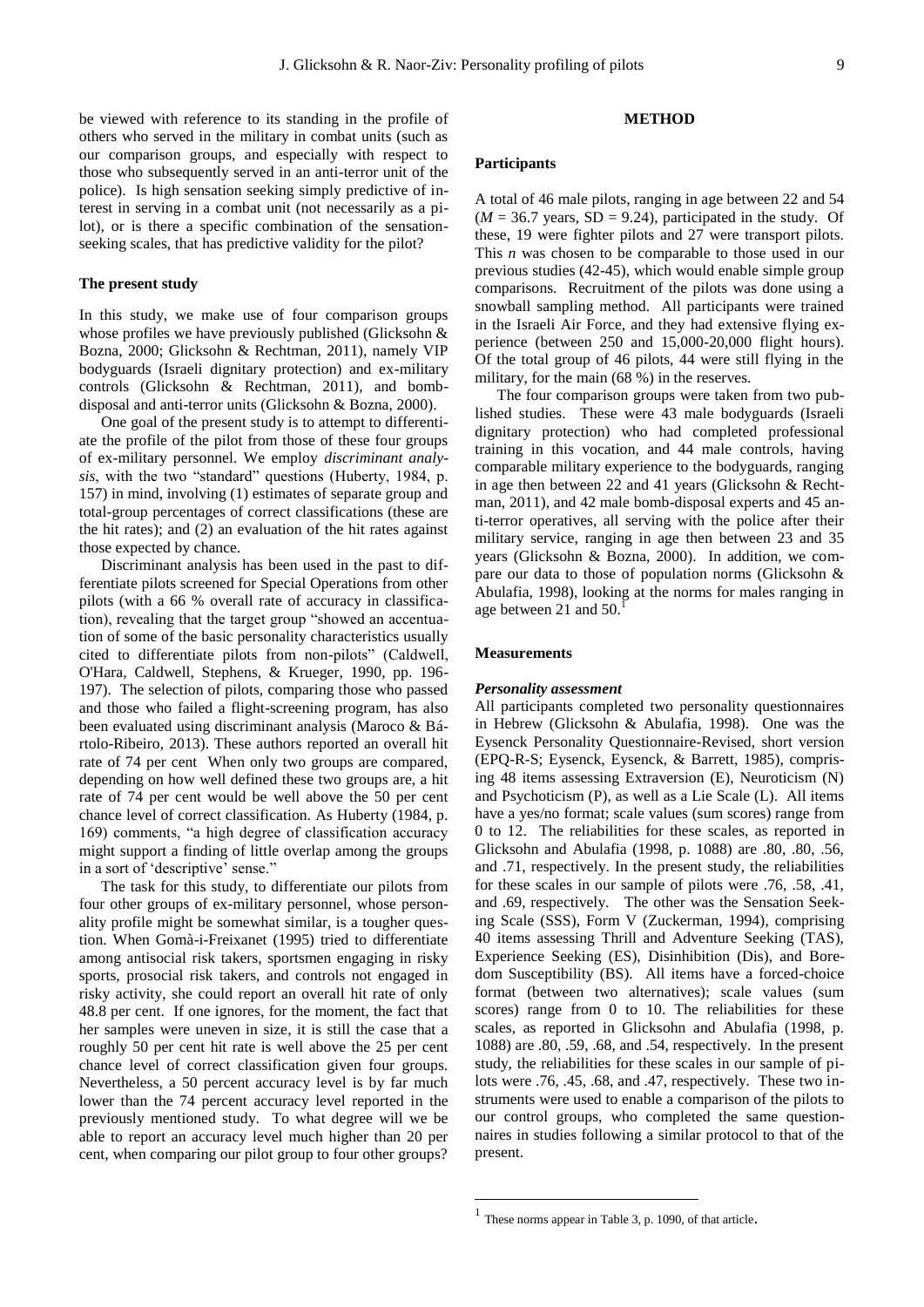be viewed with reference to its standing in the profile of others who served in the military in combat units (such as our comparison groups, and especially with respect to those who subsequently served in an anti-terror unit of the police). Is high sensation seeking simply predictive of interest in serving in a combat unit (not necessarily as a pilot), or is there a specific combination of the sensation-seeking scales, that has predictive validity for the pilot?

### The present study

In this study, we make use of four comparison groups whose profiles we have previously published (Glicksohn & Bozna, 2000; Glicksohn & Rechtman, 2011), namely VIP bodyguards (Israeli dignitary protection) and ex-military controls (Glicksohn & Rechtman, 2011), and bomb-disposal and anti-terror units (Glicksohn & Bozna, 2000).

One goal of the present study is to attempt to differentiate the profile of the pilot from those of these four groups of ex-military personnel. We employ *discriminant analysis*, with the two "standard" questions (Huberty, 1984, p. 157) in mind, involving (1) estimates of separate group and total-group percentages of correct classifications (these are the hit rates); and (2) an evaluation of the hit rates against those expected by chance.

Discriminant analysis has been used in the past to differentiate pilots screened for Special Operations from other pilots (with a 66 % overall rate of accuracy in classification), revealing that the target group "showed an accentuation of some of the basic personality characteristics usually cited to differentiate pilots from non-pilots" (Caldwell, O'Hara, Caldwell, Stephens, & Krueger, 1990, pp. 196-197). The selection of pilots, comparing those who passed and those who failed a flight-screening program, has also been evaluated using discriminant analysis (Maroco & Bártolo-Ribeiro, 2013). These authors reported an overall hit rate of 74 per cent When only two groups are compared, depending on how well defined these two groups are, a hit rate of 74 per cent would be well above the 50 per cent chance level of correct classification. As Huberty (1984, p. 169) comments, "a high degree of classification accuracy might support a finding of little overlap among the groups in a sort of 'descriptive' sense."

The task for this study, to differentiate our pilots from four other groups of ex-military personnel, whose personality profile might be somewhat similar, is a tougher question. When Gomà-i-Freixanet (1995) tried to differentiate among antisocial risk takers, sportsmen engaging in risky sports, prosocial risk takers, and controls not engaged in risky activity, she could report an overall hit rate of only 48.8 per cent. If one ignores, for the moment, the fact that her samples were uneven in size, it is still the case that a roughly 50 per cent hit rate is well above the 25 per cent chance level of correct classification given four groups. Nevertheless, a 50 percent accuracy level is by far much lower than the 74 percent accuracy level reported in the previously mentioned study. To what degree will we be able to report an accuracy level much higher than 20 per cent, when comparing our pilot group to four other groups?

## METHOD

### Participants

A total of 46 male pilots, ranging in age between 22 and 54 ($M$ = 36.7 years, SD = 9.24), participated in the study. Of these, 19 were fighter pilots and 27 were transport pilots. This *n* was chosen to be comparable to those used in our previous studies (42-45), which would enable simple group comparisons. Recruitment of the pilots was done using a snowball sampling method. All participants were trained in the Israeli Air Force, and they had extensive flying experience (between 250 and 15,000-20,000 flight hours). Of the total group of 46 pilots, 44 were still flying in the military, for the main (68 %) in the reserves.

The four comparison groups were taken from two published studies. These were 43 male bodyguards (Israeli dignitary protection) who had completed professional training in this vocation, and 44 male controls, having comparable military experience to the bodyguards, ranging in age then between 22 and 41 years (Glicksohn & Rechtman, 2011), and 42 male bomb-disposal experts and 45 anti-terror operatives, all serving with the police after their military service, ranging in age then between 23 and 35 years (Glicksohn & Bozna, 2000). In addition, we compare our data to those of population norms (Glicksohn & Abulafia, 1998), looking at the norms for males ranging in age between 21 and 50.[1]

### Measurements

#### Personality assessment

All participants completed two personality questionnaires in Hebrew (Glicksohn & Abulafia, 1998). One was the Eysenck Personality Questionnaire-Revised, short version (EPQ-R-S; Eysenck, Eysenck, & Barrett, 1985), comprising 48 items assessing Extraversion (E), Neuroticism (N) and Psychoticism (P), as well as a Lie Scale (L). All items have a yes/no format; scale values (sum scores) range from 0 to 12. The reliabilities for these scales, as reported in Glicksohn and Abulafia (1998, p. 1088) are .80, .80, .56, and .71, respectively. In the present study, the reliabilities for these scales in our sample of pilots were .76, .58, .41, and .69, respectively. The other was the Sensation Seeking Scale (SSS), Form V (Zuckerman, 1994), comprising 40 items assessing Thrill and Adventure Seeking (TAS), Experience Seeking (ES), Disinhibition (Dis), and Boredom Susceptibility (BS). All items have a forced-choice format (between two alternatives); scale values (sum scores) range from 0 to 10. The reliabilities for these scales, as reported in Glicksohn and Abulafia (1998, p. 1088) are .80, .59, .68, and .54, respectively. In the present study, the reliabilities for these scales in our sample of pilots were .76, .45, .68, and .47, respectively. These two instruments were used to enable a comparison of the pilots to our control groups, who completed the same questionnaires in studies following a similar protocol to that of the present.

[1] These norms appear in Table 3, p. 1090, of that article.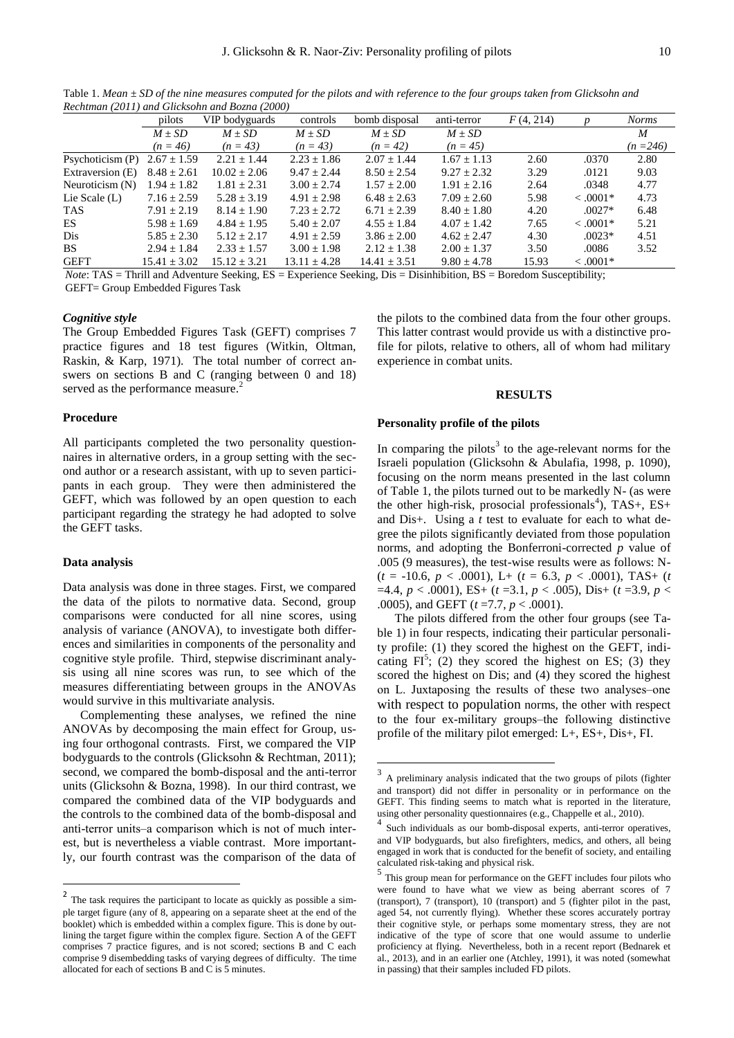Table 1. *Mean ± SD of the nine measures computed for the pilots and with reference to the four groups taken from Glicksohn and Rechtman (2011) and Glicksohn and Bozna (2000)*

| | pilots | VIP bodyguards | controls | bomb disposal | anti-terror | $F$ (4, 214) | $p$ | *Norms* |
|---|---|---|---|---|---|---|---|---|
| | $M \pm SD$ | $M \pm SD$ | $M \pm SD$ | $M \pm SD$ | $M \pm SD$ | | | $M$ |
| | ($n$ = 46) | ($n$ = 43) | ($n$ = 43) | ($n$ = 42) | ($n$ = 45) | | | ($n$ =246) |
| Psychoticism (P) | 2.67 ± 1.59 | 2.21 ± 1.44 | 2.23 ± 1.86 | 2.07 ± 1.44 | 1.67 ± 1.13 | 2.60 | .0370 | 2.80 |
| Extraversion (E) | 8.48 ± 2.61 | 10.02 ± 2.06 | 9.47 ± 2.44 | 8.50 ± 2.54 | 9.27 ± 2.32 | 3.29 | .0121 | 9.03 |
| Neuroticism (N) | 1.94 ± 1.82 | 1.81 ± 2.31 | 3.00 ± 2.74 | 1.57 ± 2.00 | 1.91 ± 2.16 | 2.64 | .0348 | 4.77 |
| Lie Scale (L) | 7.16 ± 2.59 | 5.28 ± 3.19 | 4.91 ± 2.98 | 6.48 ± 2.63 | 7.09 ± 2.60 | 5.98 | < .0001* | 4.73 |
| TAS | 7.91 ± 2.19 | 8.14 ± 1.90 | 7.23 ± 2.72 | 6.71 ± 2.39 | 8.40 ± 1.80 | 4.20 | .0027* | 6.48 |
| ES | 5.98 ± 1.69 | 4.84 ± 1.95 | 5.40 ± 2.07 | 4.55 ± 1.84 | 4.07 ± 1.42 | 7.65 | < .0001* | 5.21 |
| Dis | 5.85 ± 2.30 | 5.12 ± 2.17 | 4.91 ± 2.59 | 3.86 ± 2.00 | 4.62 ± 2.47 | 4.30 | .0023* | 4.51 |
| BS | 2.94 ± 1.84 | 2.33 ± 1.57 | 3.00 ± 1.98 | 2.12 ± 1.38 | 2.00 ± 1.37 | 3.50 | .0086 | 3.52 |
| GEFT | 15.41 ± 3.02 | 15.12 ± 3.21 | 13.11 ± 4.28 | 14.41 ± 3.51 | 9.80 ± 4.78 | 15.93 | < .0001* | |

*Note*: TAS = Thrill and Adventure Seeking, ES = Experience Seeking, Dis = Disinhibition, BS = Boredom Susceptibility; GEFT= Group Embedded Figures Task

### *Cognitive style*

The Group Embedded Figures Task (GEFT) comprises 7 practice figures and 18 test figures (Witkin, Oltman, Raskin, & Karp, 1971). The total number of correct answers on sections B and C (ranging between 0 and 18) served as the performance measure.[2]

### Procedure

All participants completed the two personality questionnaires in alternative orders, in a group setting with the second author or a research assistant, with up to seven participants in each group. They were then administered the GEFT, which was followed by an open question to each participant regarding the strategy he had adopted to solve the GEFT tasks.

### Data analysis

Data analysis was done in three stages. First, we compared the data of the pilots to normative data. Second, group comparisons were conducted for all nine scores, using analysis of variance (ANOVA), to investigate both differences and similarities in components of the personality and cognitive style profile. Third, stepwise discriminant analysis using all nine scores was run, to see which of the measures differentiating between groups in the ANOVAs would survive in this multivariate analysis.

Complementing these analyses, we refined the nine ANOVAs by decomposing the main effect for Group, using four orthogonal contrasts. First, we compared the VIP bodyguards to the controls (Glicksohn & Rechtman, 2011); second, we compared the bomb-disposal and the anti-terror units (Glicksohn & Bozna, 1998). In our third contrast, we compared the combined data of the VIP bodyguards and the controls to the combined data of the bomb-disposal and anti-terror units–a comparison which is not of much interest, but is nevertheless a viable contrast. More importantly, our fourth contrast was the comparison of the data of the pilots to the combined data from the four other groups. This latter contrast would provide us with a distinctive profile for pilots, relative to others, all of whom had military experience in combat units.

## RESULTS

### Personality profile of the pilots

In comparing the pilots[3] to the age-relevant norms for the Israeli population (Glicksohn & Abulafia, 1998, p. 1090), focusing on the norm means presented in the last column of Table 1, the pilots turned out to be markedly N- (as were the other high-risk, prosocial professionals[4]), TAS+, ES+ and Dis+. Using a $t$ test to evaluate for each to what degree the pilots significantly deviated from those population norms, and adopting the Bonferroni-corrected $p$ value of .005 (9 measures), the test-wise results were as follows: N- ($t$ = -10.6, $p$ < .0001), L+ ($t$ = 6.3, $p$ < .0001), TAS+ ($t$ =4.4, $p$ < .0001), ES+ ($t$ =3.1, $p$ < .005), Dis+ ($t$ =3.9, $p$ < .0005), and GEFT ($t$ =7.7, $p$ < .0001).

The pilots differed from the other four groups (see Table 1) in four respects, indicating their particular personality profile: (1) they scored the highest on the GEFT, indicating FI[5]; (2) they scored the highest on ES; (3) they scored the highest on Dis; and (4) they scored the highest on L. Juxtaposing the results of these two analyses–one with respect to population norms, the other with respect to the four ex-military groups–the following distinctive profile of the military pilot emerged: L+, ES+, Dis+, FI.

---

[2] The task requires the participant to locate as quickly as possible a simple target figure (any of 8, appearing on a separate sheet at the end of the booklet) which is embedded within a complex figure. This is done by outlining the target figure within the complex figure. Section A of the GEFT comprises 7 practice figures, and is not scored; sections B and C each comprise 9 disembedding tasks of varying degrees of difficulty. The time allocated for each of sections B and C is 5 minutes.

[3] A preliminary analysis indicated that the two groups of pilots (fighter and transport) did not differ in personality or in performance on the GEFT. This finding seems to match what is reported in the literature, using other personality questionnaires (e.g., Chappelle et al., 2010).

[4] Such individuals as our bomb-disposal experts, anti-terror operatives, and VIP bodyguards, but also firefighters, medics, and others, all being engaged in work that is conducted for the benefit of society, and entailing calculated risk-taking and physical risk.

[5] This group mean for performance on the GEFT includes four pilots who were found to have what we view as being aberrant scores of 7 (transport), 7 (transport), 10 (transport) and 5 (fighter pilot in the past, aged 54, not currently flying). Whether these scores accurately portray their cognitive style, or perhaps some momentary stress, they are not indicative of the type of score that one would assume to underlie proficiency at flying. Nevertheless, both in a recent report (Bednarek et al., 2013), and in an earlier one (Atchley, 1991), it was noted (somewhat in passing) that their samples included FD pilots.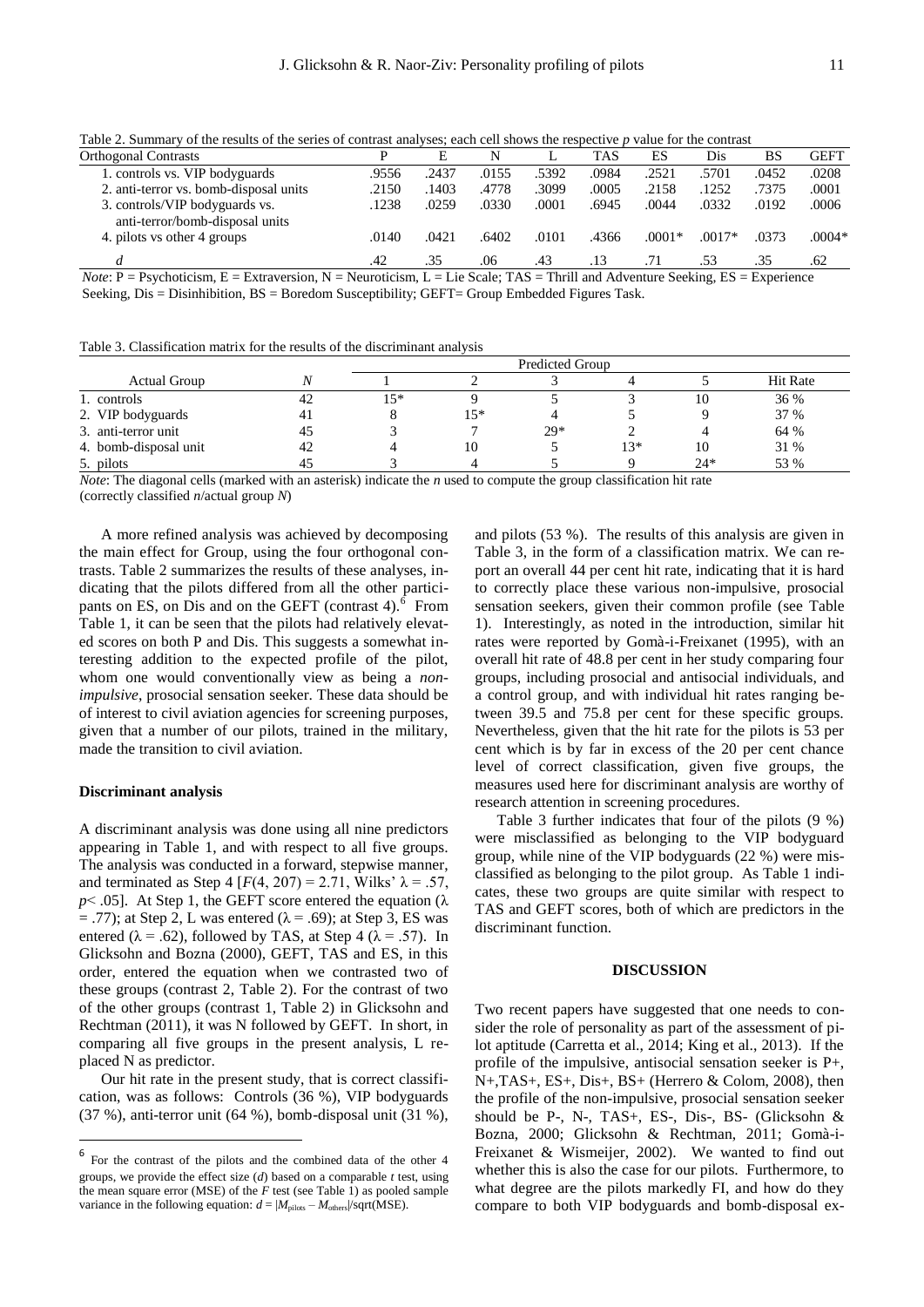Table 2. Summary of the results of the series of contrast analyses; each cell shows the respective *p* value for the contrast

| Orthogonal Contrasts | P | E | N | L | TAS | ES | Dis | BS | GEFT |
|---|---|---|---|---|---|---|---|---|---|
| 1. controls vs. VIP bodyguards | .9556 | .2437 | .0155 | .5392 | .0984 | .2521 | .5701 | .0452 | .0208 |
| 2. anti-terror vs. bomb-disposal units | .2150 | .1403 | .4778 | .3099 | .0005 | .2158 | .1252 | .7375 | .0001 |
| 3. controls/VIP bodyguards vs. anti-terror/bomb-disposal units | .1238 | .0259 | .0330 | .0001 | .6945 | .0044 | .0332 | .0192 | .0006 |
| 4. pilots vs other 4 groups | .0140 | .0421 | .6402 | .0101 | .4366 | .0001* | .0017* | .0373 | .0004* |
| *d* | .42 | .35 | .06 | .43 | .13 | .71 | .53 | .35 | .62 |

*Note*: P = Psychoticism, E = Extraversion, N = Neuroticism, L = Lie Scale; TAS = Thrill and Adventure Seeking, ES = Experience Seeking, Dis = Disinhibition, BS = Boredom Susceptibility; GEFT= Group Embedded Figures Task.

Table 3. Classification matrix for the results of the discriminant analysis

| | | Predicted Group | | | | | |
|---|---|---|---|---|---|---|---|
| Actual Group | *N* | 1 | 2 | 3 | 4 | 5 | Hit Rate |
| 1. controls | 42 | 15* | 9 | 5 | 3 | 10 | 36 % |
| 2. VIP bodyguards | 41 | 8 | 15* | 4 | 5 | 9 | 37 % |
| 3. anti-terror unit | 45 | 3 | 7 | 29* | 2 | 4 | 64 % |
| 4. bomb-disposal unit | 42 | 4 | 10 | 5 | 13* | 10 | 31 % |
| 5. pilots | 45 | 3 | 4 | 5 | 9 | 24* | 53 % |

*Note*: The diagonal cells (marked with an asterisk) indicate the *n* used to compute the group classification hit rate (correctly classified *n*/actual group *N*)

A more refined analysis was achieved by decomposing the main effect for Group, using the four orthogonal contrasts. Table 2 summarizes the results of these analyses, indicating that the pilots differed from all the other participants on ES, on Dis and on the GEFT (contrast 4).[6] From Table 1, it can be seen that the pilots had relatively elevated scores on both P and Dis. This suggests a somewhat interesting addition to the expected profile of the pilot, whom one would conventionally view as being a *non-impulsive*, prosocial sensation seeker. These data should be of interest to civil aviation agencies for screening purposes, given that a number of our pilots, trained in the military, made the transition to civil aviation.

### Discriminant analysis

A discriminant analysis was done using all nine predictors appearing in Table 1, and with respect to all five groups. The analysis was conducted in a forward, stepwise manner, and terminated as Step 4 [$F(4, 207) = 2.71$, Wilks' $\lambda = .57$, $p < .05$]. At Step 1, the GEFT score entered the equation ($\lambda = .77$); at Step 2, L was entered ($\lambda = .69$); at Step 3, ES was entered ($\lambda = .62$), followed by TAS, at Step 4 ($\lambda = .57$). In Glicksohn and Bozna (2000), GEFT, TAS and ES, in this order, entered the equation when we contrasted two of these groups (contrast 2, Table 2). For the contrast of two of the other groups (contrast 1, Table 2) in Glicksohn and Rechtman (2011), it was N followed by GEFT. In short, in comparing all five groups in the present analysis, L replaced N as predictor.

Our hit rate in the present study, that is correct classification, was as follows: Controls (36 %), VIP bodyguards (37 %), anti-terror unit (64 %), bomb-disposal unit (31 %), and pilots (53 %). The results of this analysis are given in Table 3, in the form of a classification matrix. We can report an overall 44 per cent hit rate, indicating that it is hard to correctly place these various non-impulsive, prosocial sensation seekers, given their common profile (see Table 1). Interestingly, as noted in the introduction, similar hit rates were reported by Gomà-i-Freixanet (1995), with an overall hit rate of 48.8 per cent in her study comparing four groups, including prosocial and antisocial individuals, and a control group, and with individual hit rates ranging between 39.5 and 75.8 per cent for these specific groups. Nevertheless, given that the hit rate for the pilots is 53 per cent which is by far in excess of the 20 per cent chance level of correct classification, given five groups, the measures used here for discriminant analysis are worthy of research attention in screening procedures.

Table 3 further indicates that four of the pilots (9 %) were misclassified as belonging to the VIP bodyguard group, while nine of the VIP bodyguards (22 %) were misclassified as belonging to the pilot group. As Table 1 indicates, these two groups are quite similar with respect to TAS and GEFT scores, both of which are predictors in the discriminant function.

## DISCUSSION

Two recent papers have suggested that one needs to consider the role of personality as part of the assessment of pilot aptitude (Carretta et al., 2014; King et al., 2013). If the profile of the impulsive, antisocial sensation seeker is P+, N+,TAS+, ES+, Dis+, BS+ (Herrero & Colom, 2008), then the profile of the non-impulsive, prosocial sensation seeker should be P-, N-, TAS+, ES-, Dis-, BS- (Glicksohn & Bozna, 2000; Glicksohn & Rechtman, 2011; Gomà-i-Freixanet & Wismeijer, 2002). We wanted to find out whether this is also the case for our pilots. Furthermore, to what degree are the pilots markedly FI, and how do they compare to both VIP bodyguards and bomb-disposal ex-

[6] For the contrast of the pilots and the combined data of the other 4 groups, we provide the effect size (*d*) based on a comparable *t* test, using the mean square error (MSE) of the *F* test (see Table 1) as pooled sample variance in the following equation: $d = |M_{\text{pilots}} - M_{\text{others}}|/\text{sqrt(MSE)}$.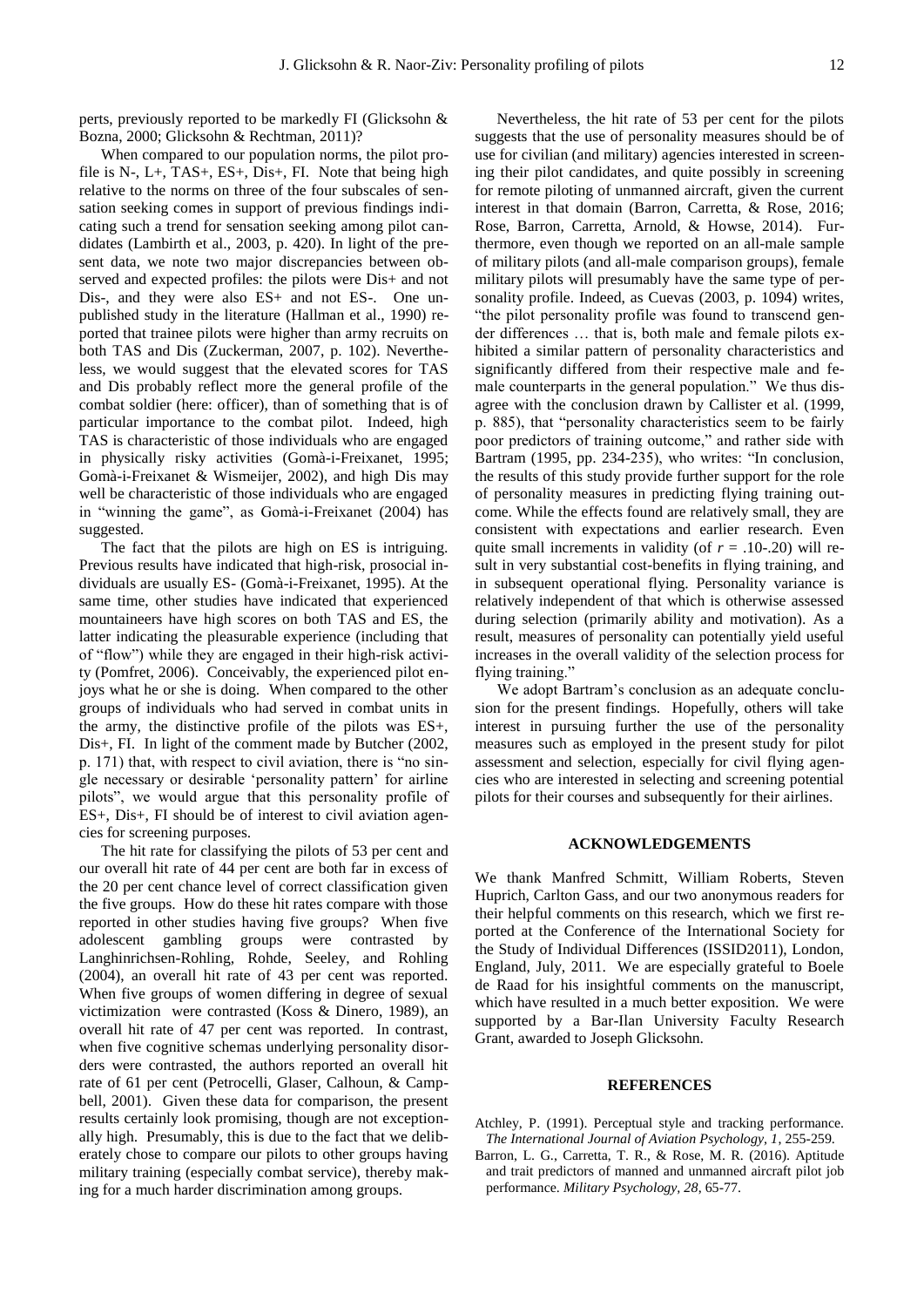perts, previously reported to be markedly FI (Glicksohn & Bozna, 2000; Glicksohn & Rechtman, 2011)?

When compared to our population norms, the pilot profile is N-, L+, TAS+, ES+, Dis+, FI. Note that being high relative to the norms on three of the four subscales of sensation seeking comes in support of previous findings indicating such a trend for sensation seeking among pilot candidates (Lambirth et al., 2003, p. 420). In light of the present data, we note two major discrepancies between observed and expected profiles: the pilots were Dis+ and not Dis-, and they were also ES+ and not ES-. One unpublished study in the literature (Hallman et al., 1990) reported that trainee pilots were higher than army recruits on both TAS and Dis (Zuckerman, 2007, p. 102). Nevertheless, we would suggest that the elevated scores for TAS and Dis probably reflect more the general profile of the combat soldier (here: officer), than of something that is of particular importance to the combat pilot. Indeed, high TAS is characteristic of those individuals who are engaged in physically risky activities (Gomà-i-Freixanet, 1995; Gomà-i-Freixanet & Wismeijer, 2002), and high Dis may well be characteristic of those individuals who are engaged in "winning the game", as Gomà-i-Freixanet (2004) has suggested.

The fact that the pilots are high on ES is intriguing. Previous results have indicated that high-risk, prosocial individuals are usually ES- (Gomà-i-Freixanet, 1995). At the same time, other studies have indicated that experienced mountaineers have high scores on both TAS and ES, the latter indicating the pleasurable experience (including that of "flow") while they are engaged in their high-risk activity (Pomfret, 2006). Conceivably, the experienced pilot enjoys what he or she is doing. When compared to the other groups of individuals who had served in combat units in the army, the distinctive profile of the pilots was ES+, Dis+, FI. In light of the comment made by Butcher (2002, p. 171) that, with respect to civil aviation, there is "no single necessary or desirable 'personality pattern' for airline pilots", we would argue that this personality profile of ES+, Dis+, FI should be of interest to civil aviation agencies for screening purposes.

The hit rate for classifying the pilots of 53 per cent and our overall hit rate of 44 per cent are both far in excess of the 20 per cent chance level of correct classification given the five groups. How do these hit rates compare with those reported in other studies having five groups? When five adolescent gambling groups were contrasted by Langhinrichsen-Rohling, Rohde, Seeley, and Rohling (2004), an overall hit rate of 43 per cent was reported. When five groups of women differing in degree of sexual victimization were contrasted (Koss & Dinero, 1989), an overall hit rate of 47 per cent was reported. In contrast, when five cognitive schemas underlying personality disorders were contrasted, the authors reported an overall hit rate of 61 per cent (Petrocelli, Glaser, Calhoun, & Campbell, 2001). Given these data for comparison, the present results certainly look promising, though are not exceptionally high. Presumably, this is due to the fact that we deliberately chose to compare our pilots to other groups having military training (especially combat service), thereby making for a much harder discrimination among groups.

Nevertheless, the hit rate of 53 per cent for the pilots suggests that the use of personality measures should be of use for civilian (and military) agencies interested in screening their pilot candidates, and quite possibly in screening for remote piloting of unmanned aircraft, given the current interest in that domain (Barron, Carretta, & Rose, 2016; Rose, Barron, Carretta, Arnold, & Howse, 2014). Furthermore, even though we reported on an all-male sample of military pilots (and all-male comparison groups), female military pilots will presumably have the same type of personality profile. Indeed, as Cuevas (2003, p. 1094) writes, "the pilot personality profile was found to transcend gender differences … that is, both male and female pilots exhibited a similar pattern of personality characteristics and significantly differed from their respective male and female counterparts in the general population." We thus disagree with the conclusion drawn by Callister et al. (1999, p. 885), that "personality characteristics seem to be fairly poor predictors of training outcome," and rather side with Bartram (1995, pp. 234-235), who writes: "In conclusion, the results of this study provide further support for the role of personality measures in predicting flying training outcome. While the effects found are relatively small, they are consistent with expectations and earlier research. Even quite small increments in validity (of $r$ = .10-.20) will result in very substantial cost-benefits in flying training, and in subsequent operational flying. Personality variance is relatively independent of that which is otherwise assessed during selection (primarily ability and motivation). As a result, measures of personality can potentially yield useful increases in the overall validity of the selection process for flying training."

We adopt Bartram's conclusion as an adequate conclusion for the present findings. Hopefully, others will take interest in pursuing further the use of the personality measures such as employed in the present study for pilot assessment and selection, especially for civil flying agencies who are interested in selecting and screening potential pilots for their courses and subsequently for their airlines.

## ACKNOWLEDGEMENTS

We thank Manfred Schmitt, William Roberts, Steven Huprich, Carlton Gass, and our two anonymous readers for their helpful comments on this research, which we first reported at the Conference of the International Society for the Study of Individual Differences (ISSID2011), London, England, July, 2011. We are especially grateful to Boele de Raad for his insightful comments on the manuscript, which have resulted in a much better exposition. We were supported by a Bar-Ilan University Faculty Research Grant, awarded to Joseph Glicksohn.

## REFERENCES

Atchley, P. (1991). Perceptual style and tracking performance. *The International Journal of Aviation Psychology, 1*, 255-259.

Barron, L. G., Carretta, T. R., & Rose, M. R. (2016). Aptitude and trait predictors of manned and unmanned aircraft pilot job performance. *Military Psychology, 28*, 65-77.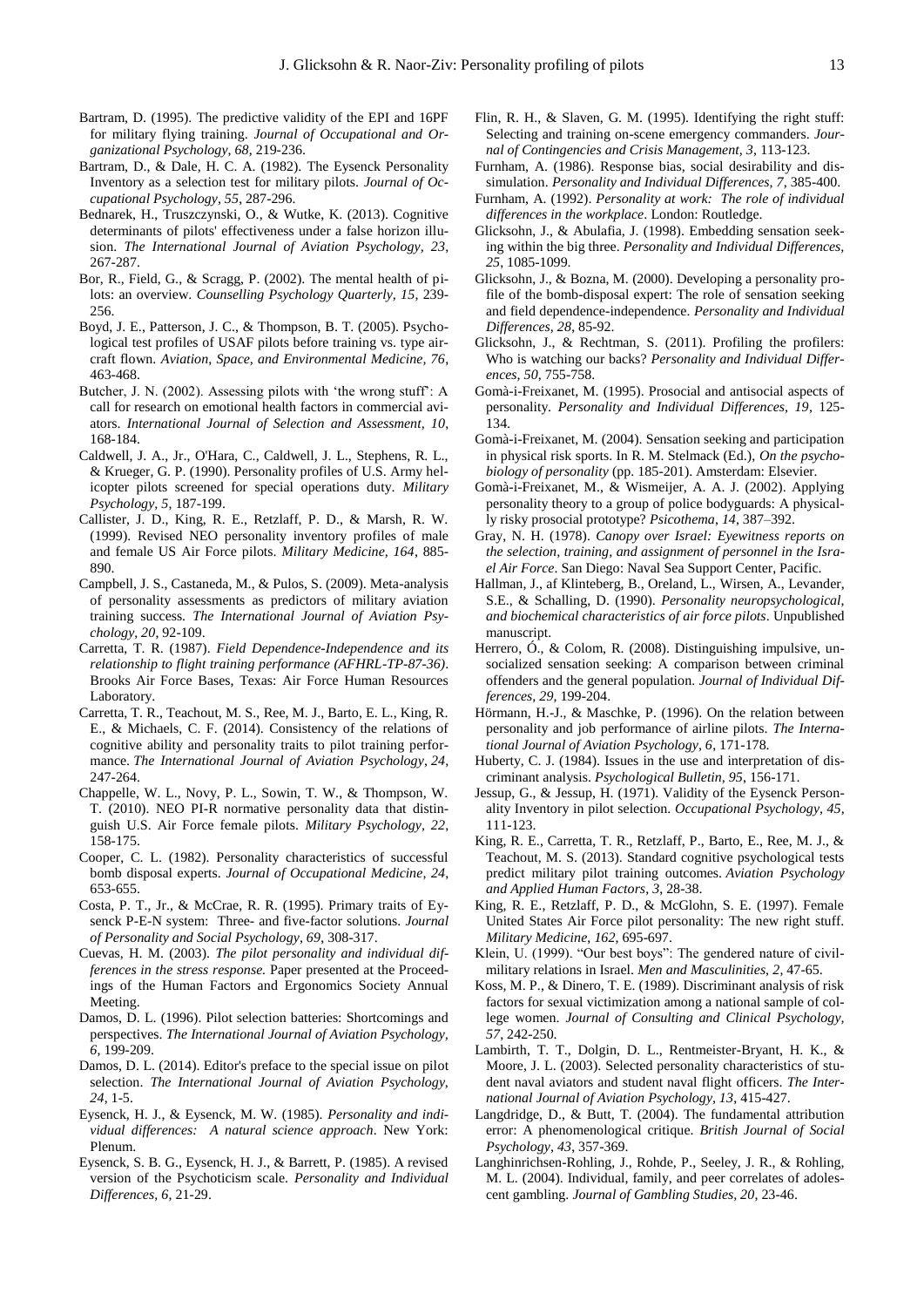Bartram, D. (1995). The predictive validity of the EPI and 16PF for military flying training. *Journal of Occupational and Organizational Psychology, 68*, 219-236.

Bartram, D., & Dale, H. C. A. (1982). The Eysenck Personality Inventory as a selection test for military pilots. *Journal of Occupational Psychology, 55*, 287-296.

Bednarek, H., Truszczynski, O., & Wutke, K. (2013). Cognitive determinants of pilots' effectiveness under a false horizon illusion. *The International Journal of Aviation Psychology, 23*, 267-287.

Bor, R., Field, G., & Scragg, P. (2002). The mental health of pilots: an overview. *Counselling Psychology Quarterly, 15*, 239-256.

Boyd, J. E., Patterson, J. C., & Thompson, B. T. (2005). Psychological test profiles of USAF pilots before training vs. type aircraft flown. *Aviation, Space, and Environmental Medicine, 76*, 463-468.

Butcher, J. N. (2002). Assessing pilots with 'the wrong stuff': A call for research on emotional health factors in commercial aviators. *International Journal of Selection and Assessment, 10*, 168-184.

Caldwell, J. A., Jr., O'Hara, C., Caldwell, J. L., Stephens, R. L., & Krueger, G. P. (1990). Personality profiles of U.S. Army helicopter pilots screened for special operations duty. *Military Psychology, 5*, 187-199.

Callister, J. D., King, R. E., Retzlaff, P. D., & Marsh, R. W. (1999). Revised NEO personality inventory profiles of male and female US Air Force pilots. *Military Medicine, 164*, 885-890.

Campbell, J. S., Castaneda, M., & Pulos, S. (2009). Meta-analysis of personality assessments as predictors of military aviation training success. *The International Journal of Aviation Psychology, 20*, 92-109.

Carretta, T. R. (1987). *Field Dependence-Independence and its relationship to flight training performance (AFHRL-TP-87-36)*. Brooks Air Force Bases, Texas: Air Force Human Resources Laboratory.

Carretta, T. R., Teachout, M. S., Ree, M. J., Barto, E. L., King, R. E., & Michaels, C. F. (2014). Consistency of the relations of cognitive ability and personality traits to pilot training performance. *The International Journal of Aviation Psychology, 24*, 247-264.

Chappelle, W. L., Novy, P. L., Sowin, T. W., & Thompson, W. T. (2010). NEO PI-R normative personality data that distinguish U.S. Air Force female pilots. *Military Psychology, 22*, 158-175.

Cooper, C. L. (1982). Personality characteristics of successful bomb disposal experts. *Journal of Occupational Medicine, 24*, 653-655.

Costa, P. T., Jr., & McCrae, R. R. (1995). Primary traits of Eysenck P-E-N system: Three- and five-factor solutions. *Journal of Personality and Social Psychology, 69*, 308-317.

Cuevas, H. M. (2003). *The pilot personality and individual differences in the stress response.* Paper presented at the Proceedings of the Human Factors and Ergonomics Society Annual Meeting.

Damos, D. L. (1996). Pilot selection batteries: Shortcomings and perspectives. *The International Journal of Aviation Psychology, 6*, 199-209.

Damos, D. L. (2014). Editor's preface to the special issue on pilot selection. *The International Journal of Aviation Psychology, 24*, 1-5.

Eysenck, H. J., & Eysenck, M. W. (1985). *Personality and individual differences: A natural science approach*. New York: Plenum.

Eysenck, S. B. G., Eysenck, H. J., & Barrett, P. (1985). A revised version of the Psychoticism scale. *Personality and Individual Differences, 6*, 21-29.

Flin, R. H., & Slaven, G. M. (1995). Identifying the right stuff: Selecting and training on-scene emergency commanders. *Journal of Contingencies and Crisis Management, 3*, 113-123.

Furnham, A. (1986). Response bias, social desirability and dissimulation. *Personality and Individual Differences, 7*, 385-400.

Furnham, A. (1992). *Personality at work: The role of individual differences in the workplace*. London: Routledge.

Glicksohn, J., & Abulafia, J. (1998). Embedding sensation seeking within the big three. *Personality and Individual Differences, 25*, 1085-1099.

Glicksohn, J., & Bozna, M. (2000). Developing a personality profile of the bomb-disposal expert: The role of sensation seeking and field dependence-independence. *Personality and Individual Differences, 28*, 85-92.

Glicksohn, J., & Rechtman, S. (2011). Profiling the profilers: Who is watching our backs? *Personality and Individual Differences, 50*, 755-758.

Gomà-i-Freixanet, M. (1995). Prosocial and antisocial aspects of personality. *Personality and Individual Differences, 19*, 125-134.

Gomà-i-Freixanet, M. (2004). Sensation seeking and participation in physical risk sports. In R. M. Stelmack (Ed.), *On the psychobiology of personality* (pp. 185-201). Amsterdam: Elsevier.

Gomà-i-Freixanet, M., & Wismeijer, A. A. J. (2002). Applying personality theory to a group of police bodyguards: A physically risky prosocial prototype? *Psicothema, 14*, 387–392.

Gray, N. H. (1978). *Canopy over Israel: Eyewitness reports on the selection, training, and assignment of personnel in the Israel Air Force*. San Diego: Naval Sea Support Center, Pacific.

Hallman, J., af Klinteberg, B., Oreland, L., Wirsen, A., Levander, S.E., & Schalling, D. (1990). *Personality neuropsychological, and biochemical characteristics of air force pilots*. Unpublished manuscript.

Herrero, Ó., & Colom, R. (2008). Distinguishing impulsive, unsocialized sensation seeking: A comparison between criminal offenders and the general population. *Journal of Individual Differences, 29*, 199-204.

Hörmann, H.-J., & Maschke, P. (1996). On the relation between personality and job performance of airline pilots. *The International Journal of Aviation Psychology, 6*, 171-178.

Huberty, C. J. (1984). Issues in the use and interpretation of discriminant analysis. *Psychological Bulletin, 95*, 156-171.

Jessup, G., & Jessup, H. (1971). Validity of the Eysenck Personality Inventory in pilot selection. *Occupational Psychology, 45*, 111-123.

King, R. E., Carretta, T. R., Retzlaff, P., Barto, E., Ree, M. J., & Teachout, M. S. (2013). Standard cognitive psychological tests predict military pilot training outcomes. *Aviation Psychology and Applied Human Factors, 3*, 28-38.

King, R. E., Retzlaff, P. D., & McGlohn, S. E. (1997). Female United States Air Force pilot personality: The new right stuff. *Military Medicine, 162*, 695-697.

Klein, U. (1999). "Our best boys": The gendered nature of civil-military relations in Israel. *Men and Masculinities, 2*, 47-65.

Koss, M. P., & Dinero, T. E. (1989). Discriminant analysis of risk factors for sexual victimization among a national sample of college women. *Journal of Consulting and Clinical Psychology, 57*, 242-250.

Lambirth, T. T., Dolgin, D. L., Rentmeister-Bryant, H. K., & Moore, J. L. (2003). Selected personality characteristics of student naval aviators and student naval flight officers. *The International Journal of Aviation Psychology, 13*, 415-427.

Langdridge, D., & Butt, T. (2004). The fundamental attribution error: A phenomenological critique. *British Journal of Social Psychology, 43*, 357-369.

Langhinrichsen-Rohling, J., Rohde, P., Seeley, J. R., & Rohling, M. L. (2004). Individual, family, and peer correlates of adolescent gambling. *Journal of Gambling Studies, 20*, 23-46.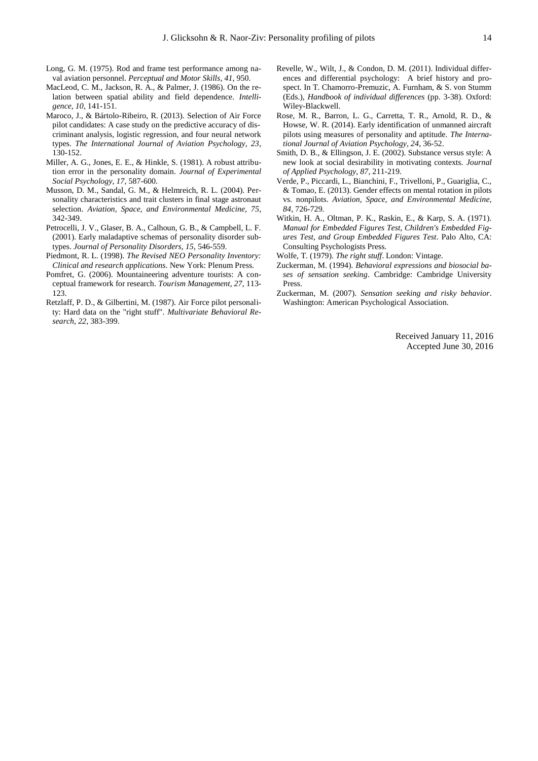Long, G. M. (1975). Rod and frame test performance among naval aviation personnel. *Perceptual and Motor Skills, 41*, 950.

MacLeod, C. M., Jackson, R. A., & Palmer, J. (1986). On the relation between spatial ability and field dependence. *Intelligence, 10*, 141-151.

Maroco, J., & Bártolo-Ribeiro, R. (2013). Selection of Air Force pilot candidates: A case study on the predictive accuracy of discriminant analysis, logistic regression, and four neural network types. *The International Journal of Aviation Psychology, 23*, 130-152.

Miller, A. G., Jones, E. E., & Hinkle, S. (1981). A robust attribution error in the personality domain. *Journal of Experimental Social Psychology, 17*, 587-600.

Musson, D. M., Sandal, G. M., & Helmreich, R. L. (2004). Personality characteristics and trait clusters in final stage astronaut selection. *Aviation, Space, and Environmental Medicine, 75*, 342-349.

Petrocelli, J. V., Glaser, B. A., Calhoun, G. B., & Campbell, L. F. (2001). Early maladaptive schemas of personality disorder subtypes. *Journal of Personality Disorders, 15*, 546-559.

Piedmont, R. L. (1998). *The Revised NEO Personality Inventory: Clinical and research applications*. New York: Plenum Press.

Pomfret, G. (2006). Mountaineering adventure tourists: A conceptual framework for research. *Tourism Management, 27*, 113-123.

Retzlaff, P. D., & Gilbertini, M. (1987). Air Force pilot personality: Hard data on the "right stuff". *Multivariate Behavioral Research, 22*, 383-399.

Revelle, W., Wilt, J., & Condon, D. M. (2011). Individual differences and differential psychology: A brief history and prospect. In T. Chamorro-Premuzic, A. Furnham, & S. von Stumm (Eds.), *Handbook of individual differences* (pp. 3-38). Oxford: Wiley-Blackwell.

Rose, M. R., Barron, L. G., Carretta, T. R., Arnold, R. D., & Howse, W. R. (2014). Early identification of unmanned aircraft pilots using measures of personality and aptitude. *The International Journal of Aviation Psychology, 24*, 36-52.

Smith, D. B., & Ellingson, J. E. (2002). Substance versus style: A new look at social desirability in motivating contexts. *Journal of Applied Psychology, 87*, 211-219.

Verde, P., Piccardi, L., Bianchini, F., Trivelloni, P., Guariglia, C., & Tomao, E. (2013). Gender effects on mental rotation in pilots vs. nonpilots. *Aviation, Space, and Environmental Medicine, 84*, 726-729.

Witkin, H. A., Oltman, P. K., Raskin, E., & Karp, S. A. (1971). *Manual for Embedded Figures Test, Children's Embedded Figures Test, and Group Embedded Figures Test*. Palo Alto, CA: Consulting Psychologists Press.

Wolfe, T. (1979). *The right stuff*. London: Vintage.

Zuckerman, M. (1994). *Behavioral expressions and biosocial bases of sensation seeking*. Cambridge: Cambridge University Press.

Zuckerman, M. (2007). *Sensation seeking and risky behavior*. Washington: American Psychological Association.

Received January 11, 2016
Accepted June 30, 2016